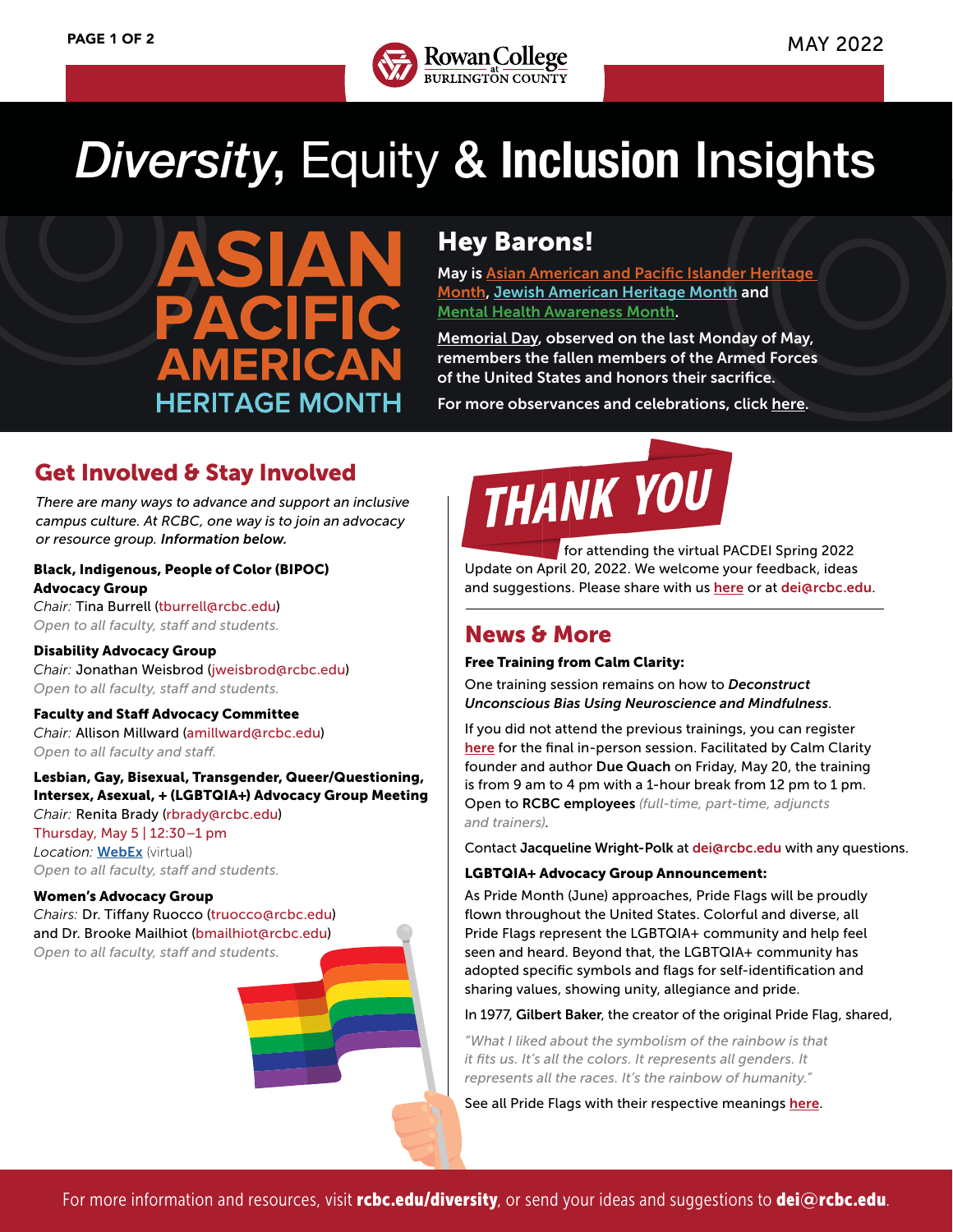# *Diversity*, Equity & **Inclusion** Insights

MAY 2022

ASIAN PACIFIC AMERICAN HERITAGE MONTH

## Hey Barons!

**May is Asian American and Pacific Islander Heritage Month, Jewish American Heritage Month and Mental Health Awareness Month.**

**Memorial Day, observed on the last Monday of May, remembers the fallen members of the Armed Forces of the United States and honors their sacrifice.**

**For more observances and celebrations, click here.**

## Get Involved & Stay Involved

*There are many ways to advance and support an inclusive campus culture. At RCBC, one way is to join an advocacy or resource group.* ***Information below.***

**Black, Indigenous, People of Color (BIPOC) Advocacy Group**
*Chair:* Tina Burrell (tburrell@rcbc.edu)
*Open to all faculty, staff and students.*

**Disability Advocacy Group**
*Chair:* Jonathan Weisbrod (jweisbrod@rcbc.edu)
*Open to all faculty, staff and students.*

**Faculty and Staff Advocacy Committee**
*Chair:* Allison Millward (amillward@rcbc.edu)
*Open to all faculty and staff.*

**Lesbian, Gay, Bisexual, Transgender, Queer/Questioning, Intersex, Asexual, + (LGBTQIA+) Advocacy Group Meeting**
*Chair:* Renita Brady (rbrady@rcbc.edu)
Thursday, May 5 | 12:30–1 pm
*Location:* **WebEx** (virtual)
*Open to all faculty, staff and students.*

**Women's Advocacy Group**
*Chairs:* Dr. Tiffany Ruocco (truocco@rcbc.edu) and Dr. Brooke Mailhiot (bmailhiot@rcbc.edu)
*Open to all faculty, staff and students.*

## THANK YOU

for attending the virtual PACDEI Spring 2022 Update on April 20, 2022. We welcome your feedback, ideas and suggestions. Please share with us here or at dei@rcbc.edu.

## News & More

**Free Training from Calm Clarity:**

One training session remains on how to ***Deconstruct Unconscious Bias Using Neuroscience and Mindfulness***.

If you did not attend the previous trainings, you can register here for the final in-person session. Facilitated by Calm Clarity founder and author **Due Quach** on Friday, May 20, the training is from 9 am to 4 pm with a 1-hour break from 12 pm to 1 pm. Open to **RCBC employees** *(full-time, part-time, adjuncts and trainers)*.

Contact **Jacqueline Wright-Polk** at dei@rcbc.edu with any questions.

**LGBTQIA+ Advocacy Group Announcement:**

As Pride Month (June) approaches, Pride Flags will be proudly flown throughout the United States. Colorful and diverse, all Pride Flags represent the LGBTQIA+ community and help feel seen and heard. Beyond that, the LGBTQIA+ community has adopted specific symbols and flags for self-identification and sharing values, showing unity, allegiance and pride.

In 1977, **Gilbert Baker**, the creator of the original Pride Flag, shared,

*"What I liked about the symbolism of the rainbow is that it fits us. It's all the colors. It represents all genders. It represents all the races. It's the rainbow of humanity."*

See all Pride Flags with their respective meanings here.

For more information and resources, visit **rcbc.edu/diversity**, or send your ideas and suggestions to **dei@rcbc.edu**.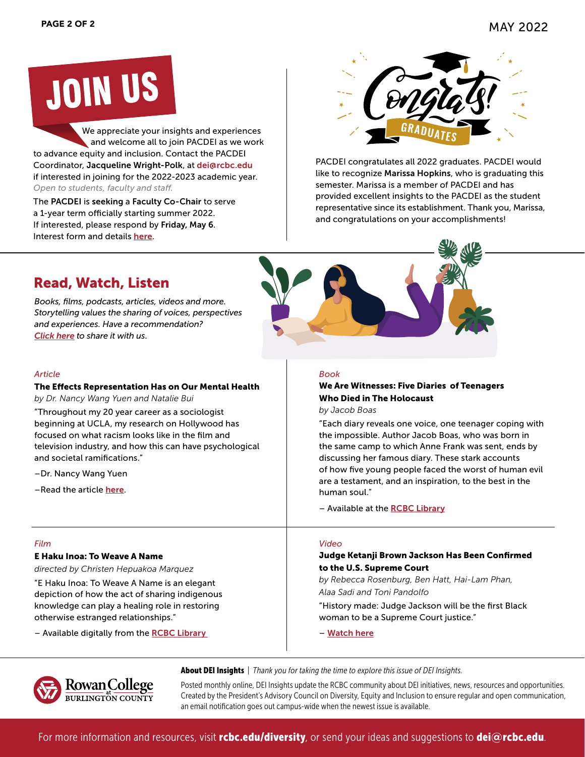# JOIN US

We appreciate your insights and experiences and welcome all to join PACDEI as we work to advance equity and inclusion. Contact the PACDEI Coordinator, **Jacqueline Wright-Polk**, at dei@rcbc.edu if interested in joining for the 2022-2023 academic year. *Open to students, faculty and staff.*

The **PACDEI** is **seeking** a **Faculty Co-Chair** to serve a 1-year term officially starting summer 2022. If interested, please respond by **Friday, May 6**. Interest form and details here.

# Congrats! GRADUATES

PACDEI congratulates all 2022 graduates. PACDEI would like to recognize **Marissa Hopkins**, who is graduating this semester. Marissa is a member of PACDEI and has provided excellent insights to the PACDEI as the student representative since its establishment. Thank you, Marissa, and congratulations on your accomplishments!

## Read, Watch, Listen

*Books, films, podcasts, articles, videos and more. Storytelling values the sharing of voices, perspectives and experiences. Have a recommendation? Click here to share it with us.*

*Article*

**The Effects Representation Has on Our Mental Health**

*by Dr. Nancy Wang Yuen and Natalie Bui*

"Throughout my 20 year career as a sociologist beginning at UCLA, my research on Hollywood has focused on what racism looks like in the film and television industry, and how this can have psychological and societal ramifications."

−Dr. Nancy Wang Yuen

−Read the article here.

*Book*

**We Are Witnesses: Five Diaries of Teenagers Who Died in The Holocaust**

*by Jacob Boas*

"Each diary reveals one voice, one teenager coping with the impossible. Author Jacob Boas, who was born in the same camp to which Anne Frank was sent, ends by discussing her famous diary. These stark accounts of how five young people faced the worst of human evil are a testament, and an inspiration, to the best in the human soul."

– Available at the RCBC Library

*Film*

**E Haku Inoa: To Weave A Name**

*directed by Christen Hepuakoa Marquez*

"E Haku Inoa: To Weave A Name is an elegant depiction of how the act of sharing indigenous knowledge can play a healing role in restoring otherwise estranged relationships."

– Available digitally from the RCBC Library

*Video*

**Judge Ketanji Brown Jackson Has Been Confirmed to the U.S. Supreme Court**

*by Rebecca Rosenburg, Ben Hatt, Hai-Lam Phan, Alaa Sadi and Toni Pandolfo*

"History made: Judge Jackson will be the first Black woman to be a Supreme Court justice."

– Watch here

Rowan College at Burlington County

**About DEI Insights** | *Thank you for taking the time to explore this issue of DEI Insights.*

Posted monthly online, DEI Insights update the RCBC community about DEI initiatives, news, resources and opportunities. Created by the President's Advisory Council on Diversity, Equity and Inclusion to ensure regular and open communication, an email notification goes out campus-wide when the newest issue is available.

For more information and resources, visit **rcbc.edu/diversity**, or send your ideas and suggestions to **dei@rcbc.edu**.